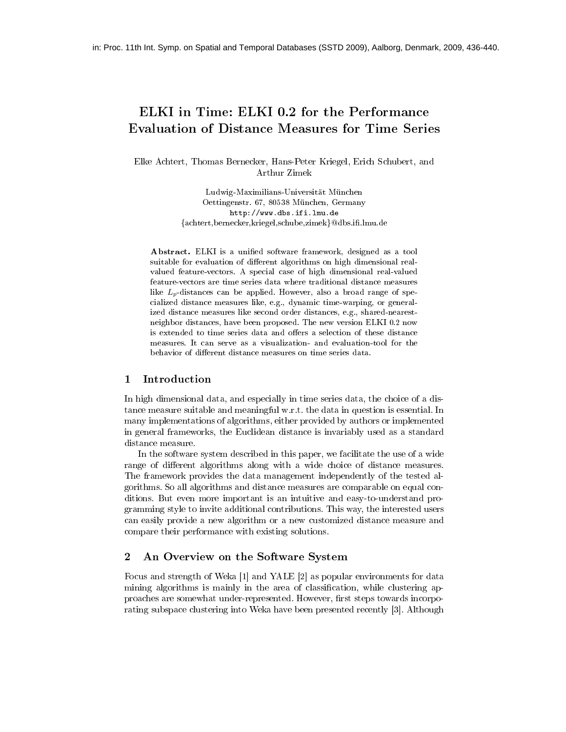in: Proc. 11th Int. Symp. on Spatial and Temporal Databases (SSTD 2009), Aalborg, Denmark, 2009, 436-440.

# ELKI in Time: ELKI 0.2 for the Performance Evaluation of Distance Measures for Time Series

Elke Achtert, Thomas Bernecker, Hans-Peter Kriegel, Erich Schubert, and Arthur Zimek

Ludwig-Maximilians-Universität München
Oettingenstr. 67, 80538 München, Germany
http://www.dbs.ifi.lmu.de
{achtert,bernecker,kriegel,schube,zimek}@dbs.ifi.lmu.de

**Abstract.** ELKI is a unified software framework, designed as a tool suitable for evaluation of different algorithms on high dimensional real-valued feature-vectors. A special case of high dimensional real-valued feature-vectors are time series data where traditional distance measures like $L_p$-distances can be applied. However, also a broad range of specialized distance measures like, e.g., dynamic time-warping, or generalized distance measures like second order distances, e.g., shared-nearest-neighbor distances, have been proposed. The new version ELKI 0.2 now is extended to time series data and offers a selection of these distance measures. It can serve as a visualization- and evaluation-tool for the behavior of different distance measures on time series data.

## 1 Introduction

In high dimensional data, and especially in time series data, the choice of a distance measure suitable and meaningful w.r.t. the data in question is essential. In many implementations of algorithms, either provided by authors or implemented in general frameworks, the Euclidean distance is invariably used as a standard distance measure.

In the software system described in this paper, we facilitate the use of a wide range of different algorithms along with a wide choice of distance measures. The framework provides the data management independently of the tested algorithms. So all algorithms and distance measures are comparable on equal conditions. But even more important is an intuitive and easy-to-understand programming style to invite additional contributions. This way, the interested users can easily provide a new algorithm or a new customized distance measure and compare their performance with existing solutions.

## 2 An Overview on the Software System

Focus and strength of Weka [1] and YALE [2] as popular environments for data mining algorithms is mainly in the area of classification, while clustering approaches are somewhat under-represented. However, first steps towards incorporating subspace clustering into Weka have been presented recently [3]. Although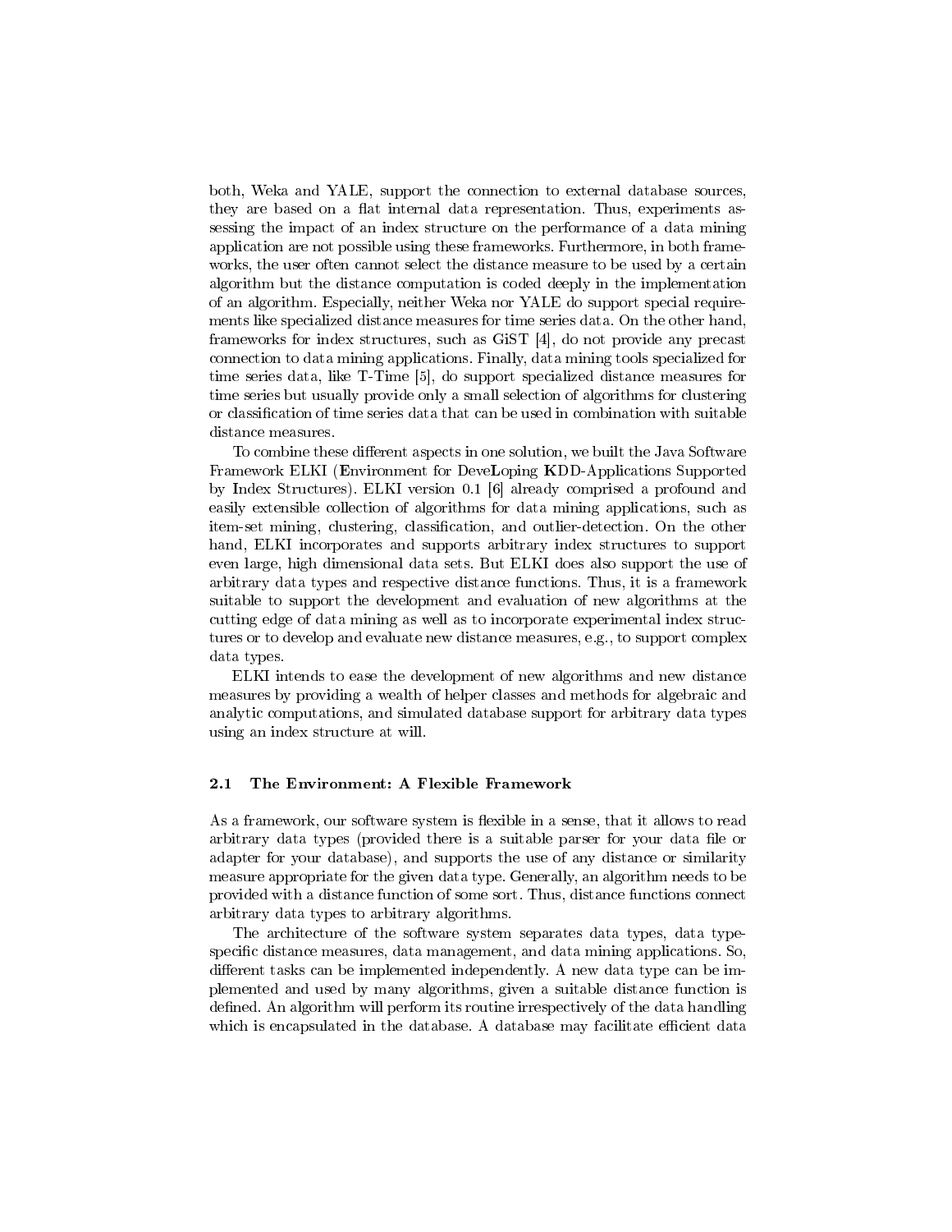both, Weka and YALE, support the connection to external database sources, they are based on a flat internal data representation. Thus, experiments assessing the impact of an index structure on the performance of a data mining application are not possible using these frameworks. Furthermore, in both frameworks, the user often cannot select the distance measure to be used by a certain algorithm but the distance computation is coded deeply in the implementation of an algorithm. Especially, neither Weka nor YALE do support special requirements like specialized distance measures for time series data. On the other hand, frameworks for index structures, such as GiST [4], do not provide any precast connection to data mining applications. Finally, data mining tools specialized for time series data, like T-Time [5], do support specialized distance measures for time series but usually provide only a small selection of algorithms for clustering or classification of time series data that can be used in combination with suitable distance measures.

To combine these different aspects in one solution, we built the Java Software Framework ELKI (**E**nvironment for Deve**L**oping **K**DD-Applications Supported by **I**ndex Structures). ELKI version 0.1 [6] already comprised a profound and easily extensible collection of algorithms for data mining applications, such as item-set mining, clustering, classification, and outlier-detection. On the other hand, ELKI incorporates and supports arbitrary index structures to support even large, high dimensional data sets. But ELKI does also support the use of arbitrary data types and respective distance functions. Thus, it is a framework suitable to support the development and evaluation of new algorithms at the cutting edge of data mining as well as to incorporate experimental index structures or to develop and evaluate new distance measures, e.g., to support complex data types.

ELKI intends to ease the development of new algorithms and new distance measures by providing a wealth of helper classes and methods for algebraic and analytic computations, and simulated database support for arbitrary data types using an index structure at will.

### 2.1 The Environment: A Flexible Framework

As a framework, our software system is flexible in a sense, that it allows to read arbitrary data types (provided there is a suitable parser for your data file or adapter for your database), and supports the use of any distance or similarity measure appropriate for the given data type. Generally, an algorithm needs to be provided with a distance function of some sort. Thus, distance functions connect arbitrary data types to arbitrary algorithms.

The architecture of the software system separates data types, data type-specific distance measures, data management, and data mining applications. So, different tasks can be implemented independently. A new data type can be implemented and used by many algorithms, given a suitable distance function is defined. An algorithm will perform its routine irrespectively of the data handling which is encapsulated in the database. A database may facilitate efficient data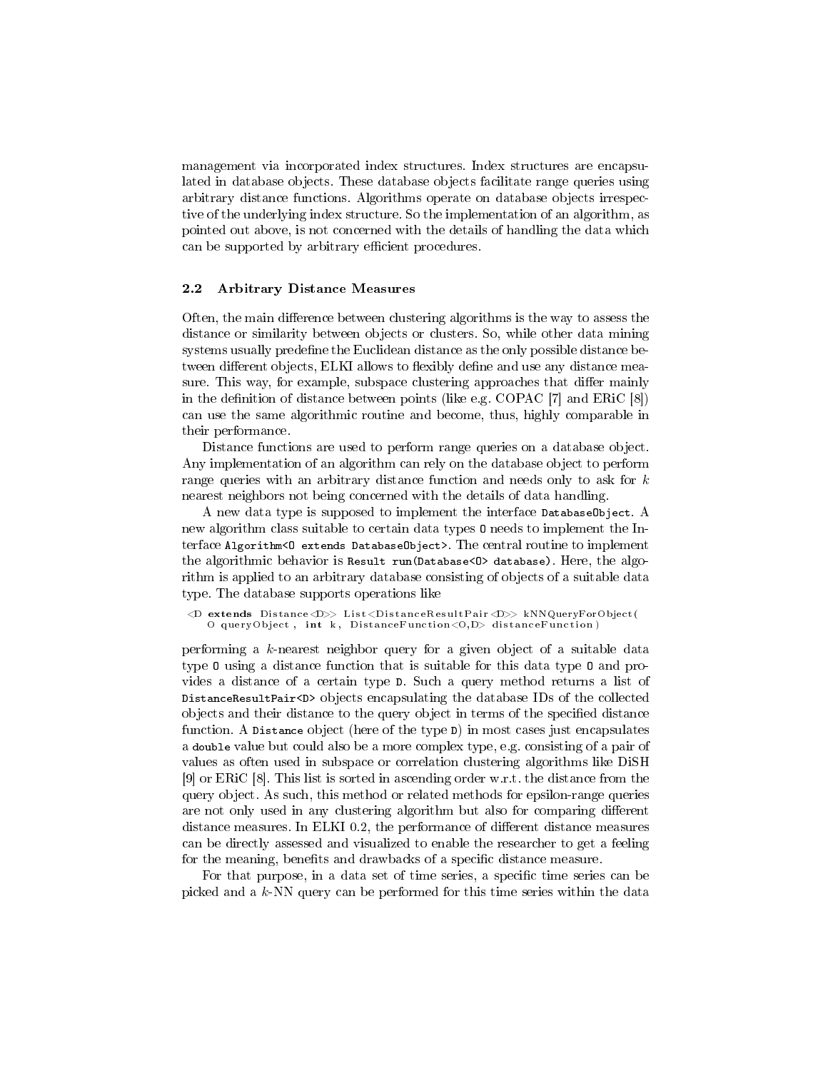management via incorporated index structures. Index structures are encapsulated in database objects. These database objects facilitate range queries using arbitrary distance functions. Algorithms operate on database objects irrespective of the underlying index structure. So the implementation of an algorithm, as pointed out above, is not concerned with the details of handling the data which can be supported by arbitrary efficient procedures.

### 2.2 Arbitrary Distance Measures

Often, the main difference between clustering algorithms is the way to assess the distance or similarity between objects or clusters. So, while other data mining systems usually predefine the Euclidean distance as the only possible distance between different objects, ELKI allows to flexibly define and use any distance measure. This way, for example, subspace clustering approaches that differ mainly in the definition of distance between points (like e.g. COPAC [7] and ERiC [8]) can use the same algorithmic routine and become, thus, highly comparable in their performance.

Distance functions are used to perform range queries on a database object. Any implementation of an algorithm can rely on the database object to perform range queries with an arbitrary distance function and needs only to ask for $k$ nearest neighbors not being concerned with the details of data handling.

A new data type is supposed to implement the interface `DatabaseObject`. A new algorithm class suitable to certain data types `O` needs to implement the Interface `Algorithm<O extends DatabaseObject>`. The central routine to implement the algorithmic behavior is `Result run(Database<O> database)`. Here, the algorithm is applied to an arbitrary database consisting of objects of a suitable data type. The database supports operations like

```
<D extends Distance<D>> List<DistanceResultPair<D>> kNNQueryForObject(
    O queryObject, int k, DistanceFunction<O,D> distanceFunction)
```

performing a $k$-nearest neighbor query for a given object of a suitable data type `O` using a distance function that is suitable for this data type `O` and provides a distance of a certain type `D`. Such a query method returns a list of `DistanceResultPair<D>` objects encapsulating the database IDs of the collected objects and their distance to the query object in terms of the specified distance function. A `Distance` object (here of the type `D`) in most cases just encapsulates a `double` value but could also be a more complex type, e.g. consisting of a pair of values as often used in subspace or correlation clustering algorithms like DiSH [9] or ERiC [8]. This list is sorted in ascending order w.r.t. the distance from the query object. As such, this method or related methods for epsilon-range queries are not only used in any clustering algorithm but also for comparing different distance measures. In ELKI 0.2, the performance of different distance measures can be directly assessed and visualized to enable the researcher to get a feeling for the meaning, benefits and drawbacks of a specific distance measure.

For that purpose, in a data set of time series, a specific time series can be picked and a $k$-NN query can be performed for this time series within the data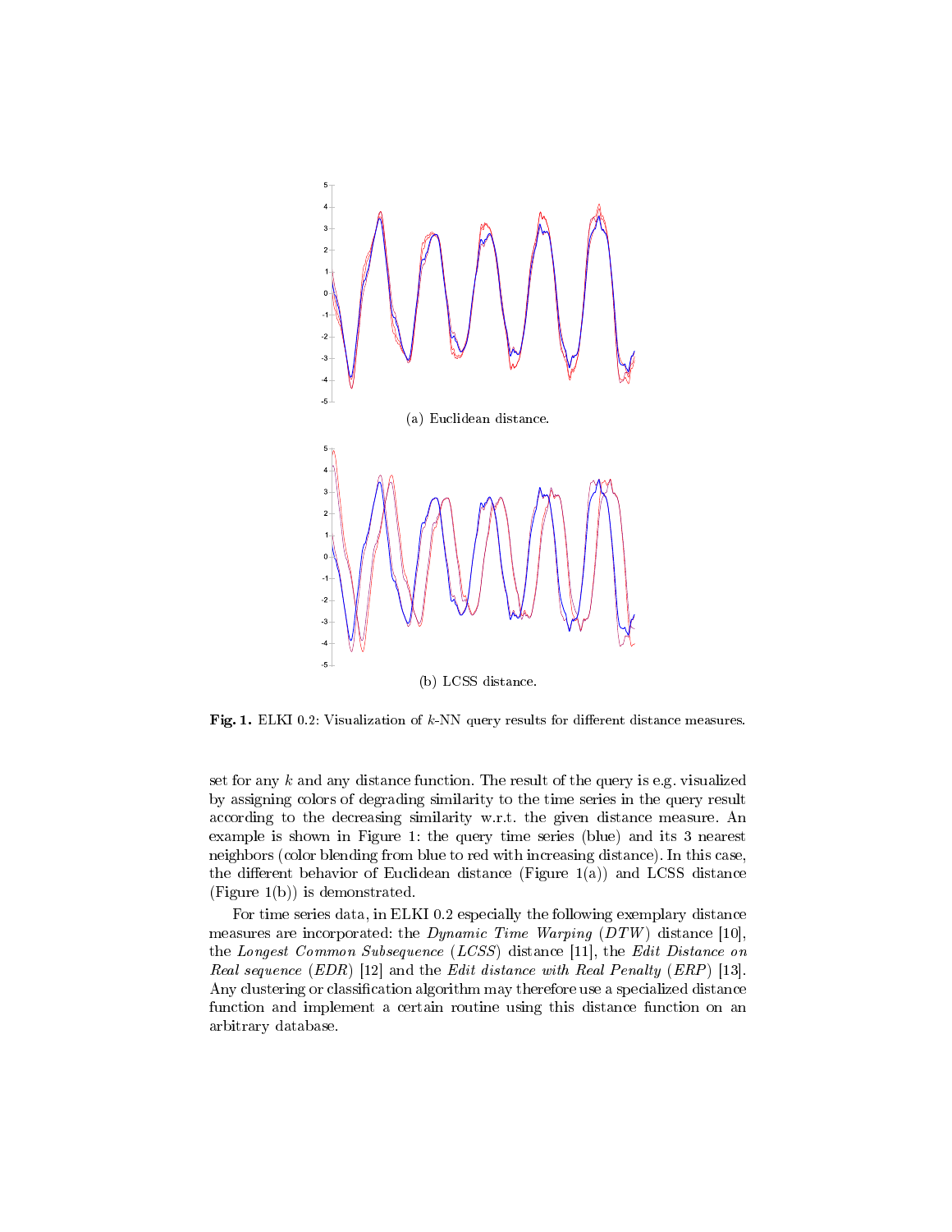(a) Euclidean distance.

(b) LCSS distance.

**Fig. 1.** ELKI 0.2: Visualization of $k$-NN query results for different distance measures.

set for any $k$ and any distance function. The result of the query is e.g. visualized by assigning colors of degrading similarity to the time series in the query result according to the decreasing similarity w.r.t. the given distance measure. An example is shown in Figure 1: the query time series (blue) and its 3 nearest neighbors (color blending from blue to red with increasing distance). In this case, the different behavior of Euclidean distance (Figure 1(a)) and LCSS distance (Figure 1(b)) is demonstrated.

For time series data, in ELKI 0.2 especially the following exemplary distance measures are incorporated: the *Dynamic Time Warping* (*DTW*) distance [10], the *Longest Common Subsequence* (*LCSS*) distance [11], the *Edit Distance on Real sequence* (*EDR*) [12] and the *Edit distance with Real Penalty* (*ERP*) [13]. Any clustering or classification algorithm may therefore use a specialized distance function and implement a certain routine using this distance function on an arbitrary database.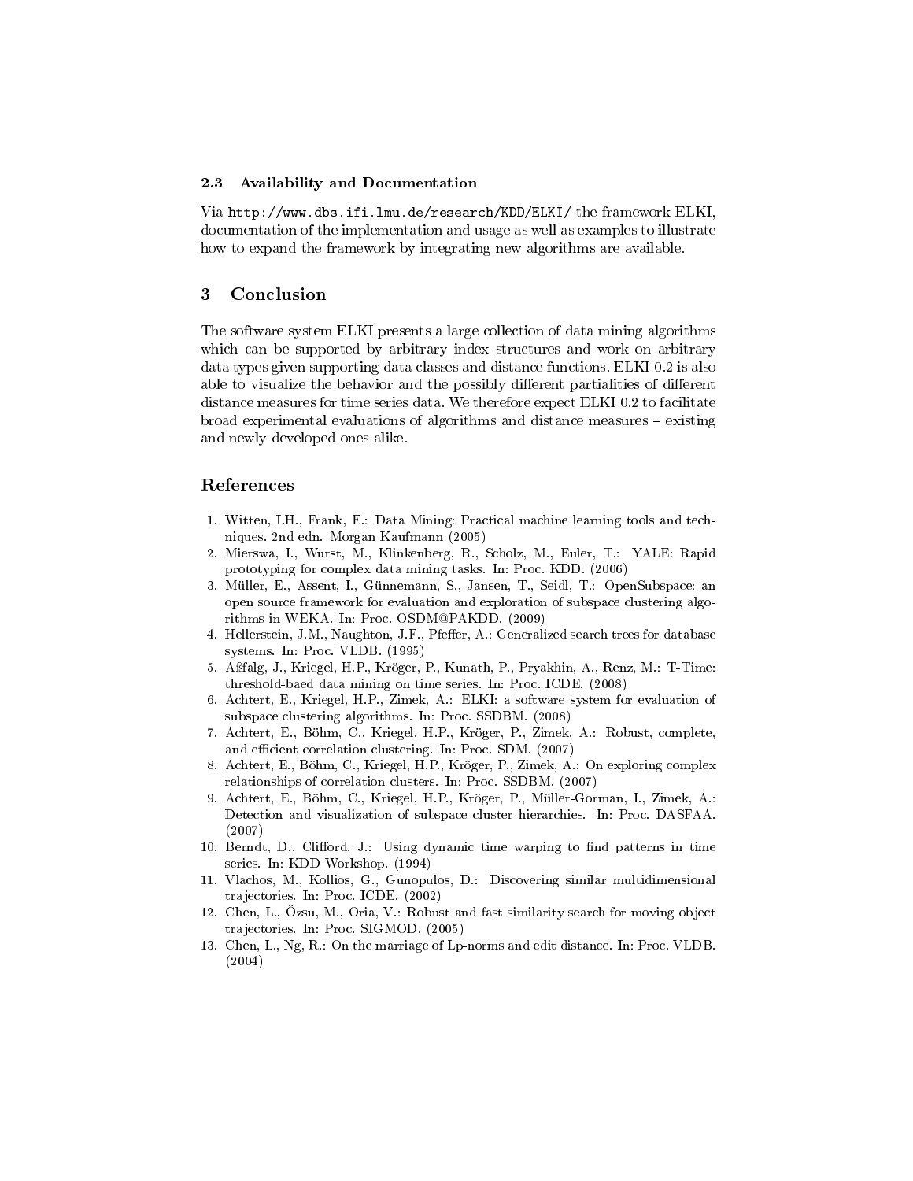### 2.3 Availability and Documentation

Via http://www.dbs.ifi.lmu.de/research/KDD/ELKI/ the framework ELKI, documentation of the implementation and usage as well as examples to illustrate how to expand the framework by integrating new algorithms are available.

## 3 Conclusion

The software system ELKI presents a large collection of data mining algorithms which can be supported by arbitrary index structures and work on arbitrary data types given supporting data classes and distance functions. ELKI 0.2 is also able to visualize the behavior and the possibly different partialities of different distance measures for time series data. We therefore expect ELKI 0.2 to facilitate broad experimental evaluations of algorithms and distance measures – existing and newly developed ones alike.

## References

1. Witten, I.H., Frank, E.: Data Mining: Practical machine learning tools and techniques. 2nd edn. Morgan Kaufmann (2005)
2. Mierswa, I., Wurst, M., Klinkenberg, R., Scholz, M., Euler, T.: YALE: Rapid prototyping for complex data mining tasks. In: Proc. KDD. (2006)
3. Müller, E., Assent, I., Günnemann, S., Jansen, T., Seidl, T.: OpenSubspace: an open source framework for evaluation and exploration of subspace clustering algorithms in WEKA. In: Proc. OSDM@PAKDD. (2009)
4. Hellerstein, J.M., Naughton, J.F., Pfeffer, A.: Generalized search trees for database systems. In: Proc. VLDB. (1995)
5. Aßfalg, J., Kriegel, H.P., Kröger, P., Kunath, P., Pryakhin, A., Renz, M.: T-Time: threshold-baed data mining on time series. In: Proc. ICDE. (2008)
6. Achtert, E., Kriegel, H.P., Zimek, A.: ELKI: a software system for evaluation of subspace clustering algorithms. In: Proc. SSDBM. (2008)
7. Achtert, E., Böhm, C., Kriegel, H.P., Kröger, P., Zimek, A.: Robust, complete, and efficient correlation clustering. In: Proc. SDM. (2007)
8. Achtert, E., Böhm, C., Kriegel, H.P., Kröger, P., Zimek, A.: On exploring complex relationships of correlation clusters. In: Proc. SSDBM. (2007)
9. Achtert, E., Böhm, C., Kriegel, H.P., Kröger, P., Müller-Gorman, I., Zimek, A.: Detection and visualization of subspace cluster hierarchies. In: Proc. DASFAA. (2007)
10. Berndt, D., Clifford, J.: Using dynamic time warping to find patterns in time series. In: KDD Workshop. (1994)
11. Vlachos, M., Kollios, G., Gunopulos, D.: Discovering similar multidimensional trajectories. In: Proc. ICDE. (2002)
12. Chen, L., Özsu, M., Oria, V.: Robust and fast similarity search for moving object trajectories. In: Proc. SIGMOD. (2005)
13. Chen, L., Ng, R.: On the marriage of Lp-norms and edit distance. In: Proc. VLDB. (2004)